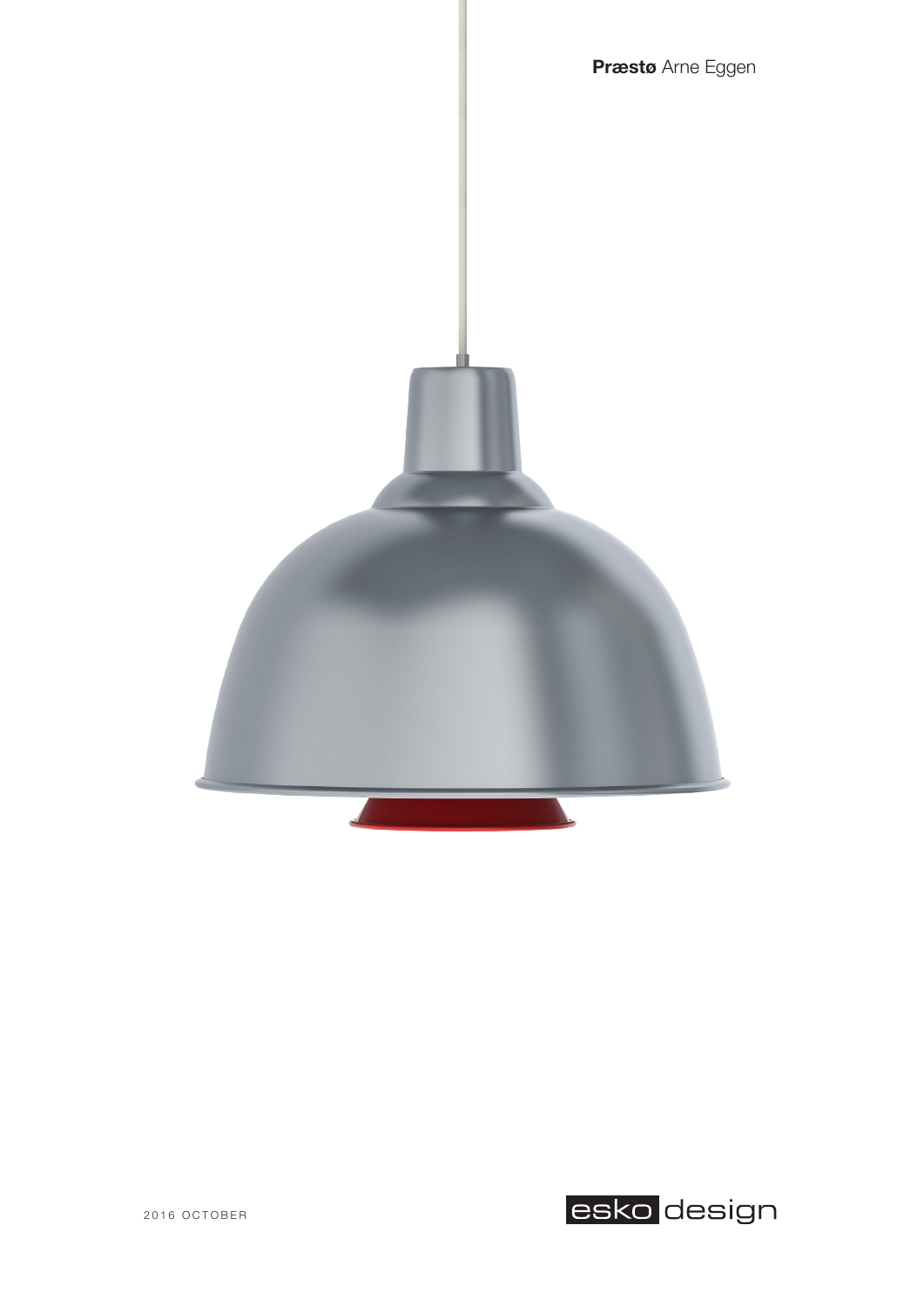**Præstø** Arne Eggen

2016 OCTOBER

esko design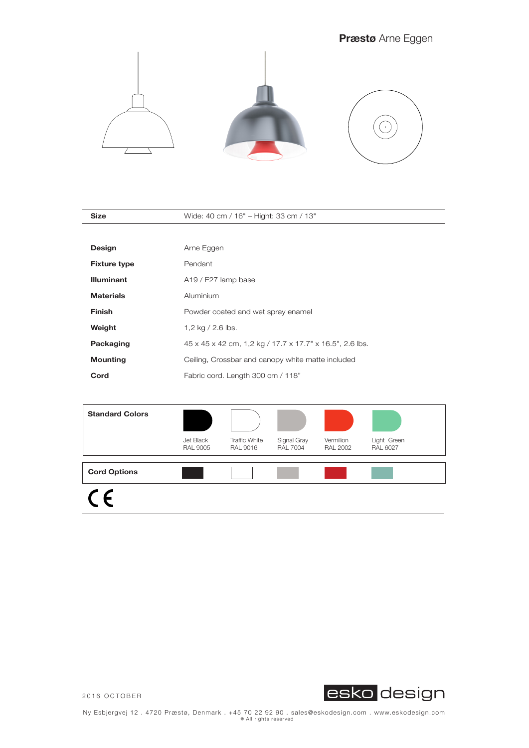**Præstø** Arne Eggen

| | |
|---|---|
| **Size** | Wide: 40 cm / 16" – Hight: 33 cm / 13" |

| | |
|---|---|
| **Design** | Arne Eggen |
| **Fixture type** | Pendant |
| **Illuminant** | A19 / E27 lamp base |
| **Materials** | Aluminium |
| **Finish** | Powder coated and wet spray enamel |
| **Weight** | 1,2 kg / 2.6 lbs. |
| **Packaging** | 45 x 45 x 42 cm, 1,2 kg / 17.7 x 17.7" x 16.5", 2.6 lbs. |
| **Mounting** | Ceiling, Crossbar and canopy white matte included |
| **Cord** | Fabric cord. Length 300 cm / 118" |

| | | | | | |
|---|---|---|---|---|---|
| **Standard Colors** | Jet Black RAL 9005 | Traffic White RAL 9016 | Signal Gray RAL 7004 | Vermilion RAL 2002 | Light Green RAL 6027 |

**Cord Options**

CE

2016 OCTOBER

esko design

Ny Esbjergvej 12 . 4720 Præstø, Denmark . +45 70 22 92 90 . sales@eskodesign.com . www.eskodesign.com
® All rights reserved